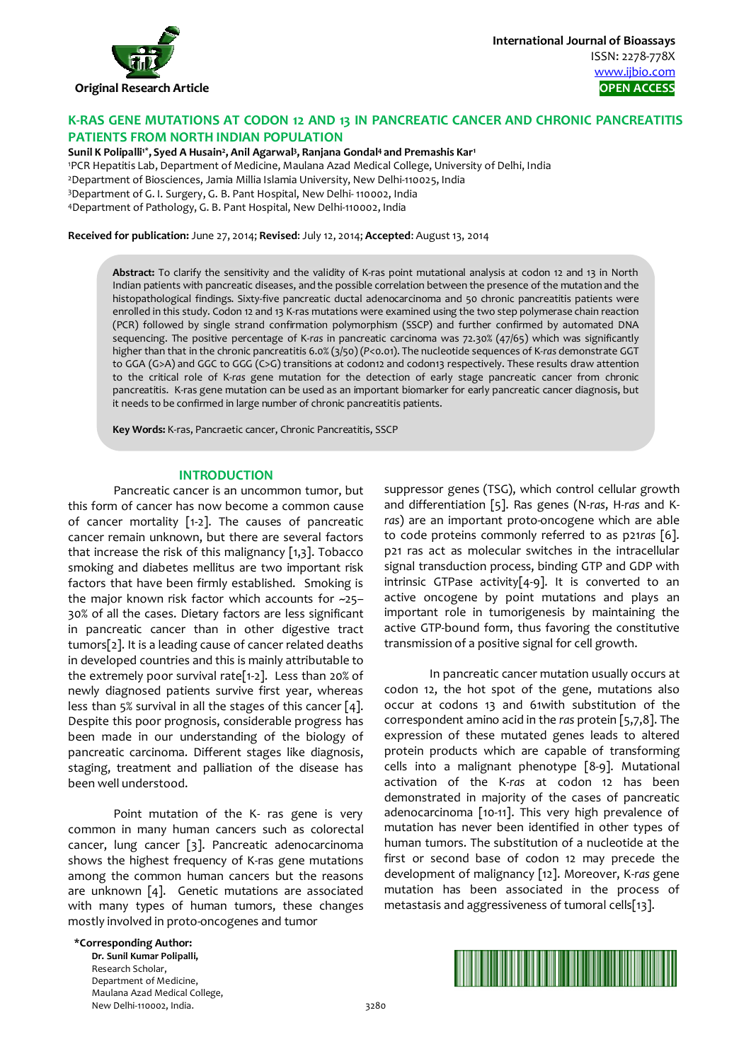Original Research Article

International Journal of Bioassays
ISSN: 2278-778X
www.ijbio.com
OPEN ACCESS

# K-RAS GENE MUTATIONS AT CODON 12 AND 13 IN PANCREATIC CANCER AND CHRONIC PANCREATITIS PATIENTS FROM NORTH INDIAN POPULATION

**Sunil K Polipalli[1*], Syed A Husain[2], Anil Agarwal[3], Ranjana Gondal[4] and Premashis Kar[1]**

[1]PCR Hepatitis Lab, Department of Medicine, Maulana Azad Medical College, University of Delhi, India
[2]Department of Biosciences, Jamia Millia Islamia University, New Delhi-110025, India
[3]Department of G. I. Surgery, G. B. Pant Hospital, New Delhi- 110002, India
[4]Department of Pathology, G. B. Pant Hospital, New Delhi-110002, India

**Received for publication:** June 27, 2014; **Revised**: July 12, 2014; **Accepted**: August 13, 2014

**Abstract:** To clarify the sensitivity and the validity of K-ras point mutational analysis at codon 12 and 13 in North Indian patients with pancreatic diseases, and the possible correlation between the presence of the mutation and the histopathological findings. Sixty-five pancreatic ductal adenocarcinoma and 50 chronic pancreatitis patients were enrolled in this study. Codon 12 and 13 K-ras mutations were examined using the two step polymerase chain reaction (PCR) followed by single strand confirmation polymorphism (SSCP) and further confirmed by automated DNA sequencing. The positive percentage of K-*ras* in pancreatic carcinoma was 72.30% (47/65) which was significantly higher than that in the chronic pancreatitis 6.0% (3/50) ($P<0.01$). The nucleotide sequences of K-*ras* demonstrate GGT to GGA (G>A) and GGC to GGG (C>G) transitions at codon12 and codon13 respectively. These results draw attention to the critical role of K-*ras* gene mutation for the detection of early stage pancreatic cancer from chronic pancreatitis. K-ras gene mutation can be used as an important biomarker for early pancreatic cancer diagnosis, but it needs to be confirmed in large number of chronic pancreatitis patients.

**Key Words:** K-ras, Pancraetic cancer, Chronic Pancreatitis, SSCP

## INTRODUCTION

Pancreatic cancer is an uncommon tumor, but this form of cancer has now become a common cause of cancer mortality [1-2]. The causes of pancreatic cancer remain unknown, but there are several factors that increase the risk of this malignancy [1,3]. Tobacco smoking and diabetes mellitus are two important risk factors that have been firmly established. Smoking is the major known risk factor which accounts for ~25–30% of all the cases. Dietary factors are less significant in pancreatic cancer than in other digestive tract tumors[2]. It is a leading cause of cancer related deaths in developed countries and this is mainly attributable to the extremely poor survival rate[1-2]. Less than 20% of newly diagnosed patients survive first year, whereas less than 5% survival in all the stages of this cancer [4]. Despite this poor prognosis, considerable progress has been made in our understanding of the biology of pancreatic carcinoma. Different stages like diagnosis, staging, treatment and palliation of the disease has been well understood.

Point mutation of the K- ras gene is very common in many human cancers such as colorectal cancer, lung cancer [3]. Pancreatic adenocarcinoma shows the highest frequency of K-ras gene mutations among the common human cancers but the reasons are unknown [4]. Genetic mutations are associated with many types of human tumors, these changes mostly involved in proto-oncogenes and tumor suppressor genes (TSG), which control cellular growth and differentiation [5]. Ras genes (N-*ras*, H-*ras* and K-*ras*) are an important proto-oncogene which are able to code proteins commonly referred to as p21*ras* [6]. p21 ras act as molecular switches in the intracellular signal transduction process, binding GTP and GDP with intrinsic GTPase activity[4-9]. It is converted to an active oncogene by point mutations and plays an important role in tumorigenesis by maintaining the active GTP-bound form, thus favoring the constitutive transmission of a positive signal for cell growth.

In pancreatic cancer mutation usually occurs at codon 12, the hot spot of the gene, mutations also occur at codons 13 and 61with substitution of the correspondent amino acid in the *ras* protein [5,7,8]. The expression of these mutated genes leads to altered protein products which are capable of transforming cells into a malignant phenotype [8-9]. Mutational activation of the K-*ras* at codon 12 has been demonstrated in majority of the cases of pancreatic adenocarcinoma [10-11]. This very high prevalence of mutation has never been identified in other types of human tumors. The substitution of a nucleotide at the first or second base of codon 12 may precede the development of malignancy [12]. Moreover, K-*ras* gene mutation has been associated in the process of metastasis and aggressiveness of tumoral cells[13].

**\*Corresponding Author:**
**Dr. Sunil Kumar Polipalli,**
Research Scholar,
Department of Medicine,
Maulana Azad Medical College,
New Delhi-110002, India.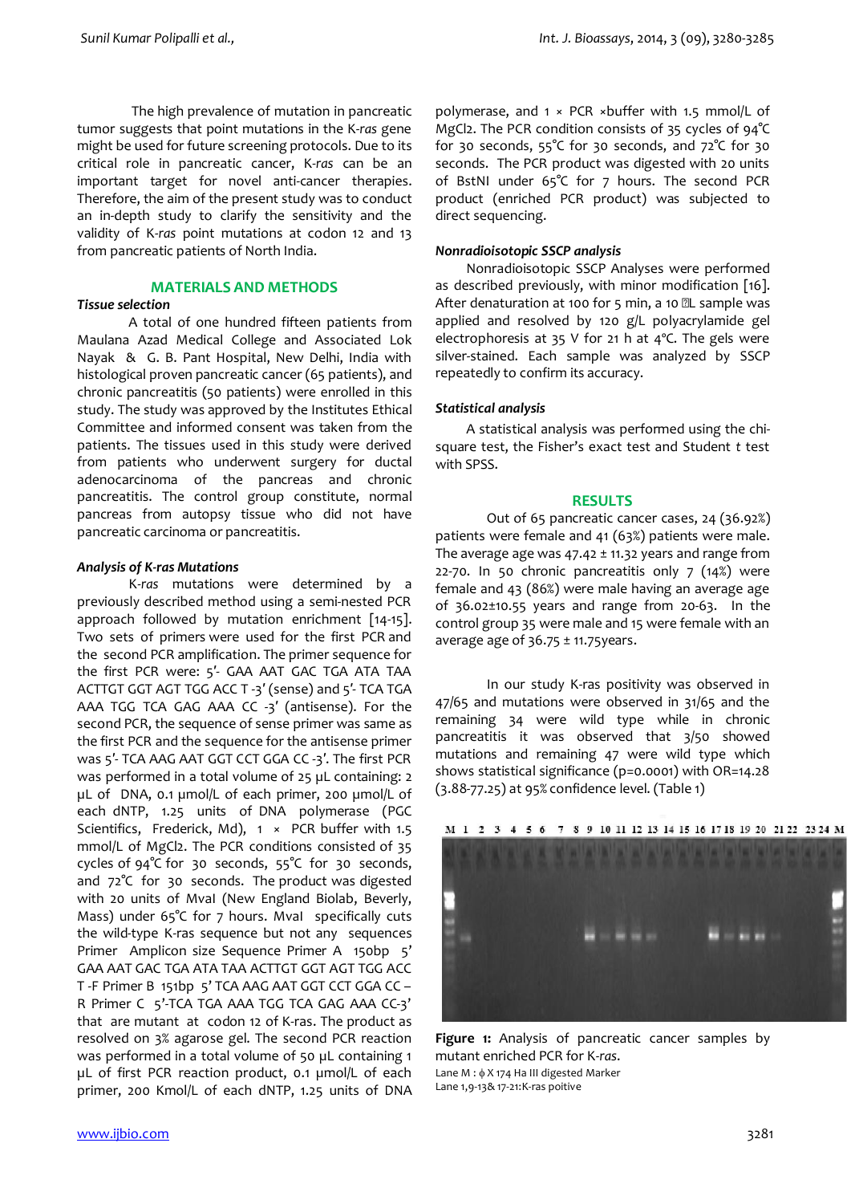The high prevalence of mutation in pancreatic tumor suggests that point mutations in the K-*ras* gene might be used for future screening protocols. Due to its critical role in pancreatic cancer, K-*ras* can be an important target for novel anti-cancer therapies. Therefore, the aim of the present study was to conduct an in-depth study to clarify the sensitivity and the validity of K-*ras* point mutations at codon 12 and 13 from pancreatic patients of North India.

## MATERIALS AND METHODS

### *Tissue selection*

A total of one hundred fifteen patients from Maulana Azad Medical College and Associated Lok Nayak & G. B. Pant Hospital, New Delhi, India with histological proven pancreatic cancer (65 patients), and chronic pancreatitis (50 patients) were enrolled in this study. The study was approved by the Institutes Ethical Committee and informed consent was taken from the patients. The tissues used in this study were derived from patients who underwent surgery for ductal adenocarcinoma of the pancreas and chronic pancreatitis. The control group constitute, normal pancreas from autopsy tissue who did not have pancreatic carcinoma or pancreatitis.

### *Analysis of K-ras Mutations*

K-*ras* mutations were determined by a previously described method using a semi-nested PCR approach followed by mutation enrichment [14-15]. Two sets of primers were used for the first PCR and the second PCR amplification. The primer sequence for the first PCR were: 5'- GAA AAT GAC TGA ATA TAA ACTTGT GGT AGT TGG ACC T -3' (sense) and 5'- TCA TGA AAA TGG TCA GAG AAA CC -3' (antisense). For the second PCR, the sequence of sense primer was same as the first PCR and the sequence for the antisense primer was 5'- TCA AAG AAT GGT CCT GGA CC -3'. The first PCR was performed in a total volume of 25 µL containing: 2 µL of DNA, 0.1 µmol/L of each primer, 200 µmol/L of each dNTP, 1.25 units of DNA polymerase (PGC Scientifics, Frederick, Md), 1 × PCR buffer with 1.5 mmol/L of $MgCl_2$. The PCR conditions consisted of 35 cycles of 94°C for 30 seconds, 55°C for 30 seconds, and 72°C for 30 seconds. The product was digested with 20 units of MvaI (New England Biolab, Beverly, Mass) under 65°C for 7 hours. MvaI specifically cuts the wild-type K-ras sequence but not any sequences Primer Amplicon size Sequence Primer A 150bp 5' GAA AAT GAC TGA ATA TAA ACTTGT GGT AGT TGG ACC T -F Primer B 151bp 5' TCA AAG AAT GGT CCT GGA CC – R Primer C 5'-TCA TGA AAA TGG TCA GAG AAA CC-3' that are mutant at codon 12 of K-ras. The product as resolved on 3% agarose gel. The second PCR reaction was performed in a total volume of 50 µL containing 1 µL of first PCR reaction product, 0.1 µmol/L of each primer, 200 Kmol/L of each dNTP, 1.25 units of DNA polymerase, and 1 × PCR ×buffer with 1.5 mmol/L of $MgCl_2$. The PCR condition consists of 35 cycles of 94°C for 30 seconds, 55°C for 30 seconds, and 72°C for 30 seconds. The PCR product was digested with 20 units of BstNI under 65°C for 7 hours. The second PCR product (enriched PCR product) was subjected to direct sequencing.

### *Nonradioisotopic SSCP analysis*

Nonradioisotopic SSCP Analyses were performed as described previously, with minor modification [16]. After denaturation at 100 for 5 min, a 10 µL sample was applied and resolved by 120 g/L polyacrylamide gel electrophoresis at 35 V for 21 h at 4°C. The gels were silver-stained. Each sample was analyzed by SSCP repeatedly to confirm its accuracy.

### *Statistical analysis*

A statistical analysis was performed using the chi-square test, the Fisher's exact test and Student *t* test with SPSS.

## RESULTS

Out of 65 pancreatic cancer cases, 24 (36.92%) patients were female and 41 (63%) patients were male. The average age was 47.42 ± 11.32 years and range from 22-70. In 50 chronic pancreatitis only 7 (14%) were female and 43 (86%) were male having an average age of 36.02±10.55 years and range from 20-63. In the control group 35 were male and 15 were female with an average age of 36.75 ± 11.75years.

In our study K-ras positivity was observed in 47/65 and mutations were observed in 31/65 and the remaining 34 were wild type while in chronic pancreatitis it was observed that 3/50 showed mutations and remaining 47 were wild type which shows statistical significance (p=0.0001) with OR=14.28 (3.88-77.25) at 95% confidence level. (Table 1)

**Figure 1:** Analysis of pancreatic cancer samples by mutant enriched PCR for K-*ras*.
Lane M : ϕ X 174 Ha III digested Marker
Lane 1,9-13& 17-21:K-ras poitive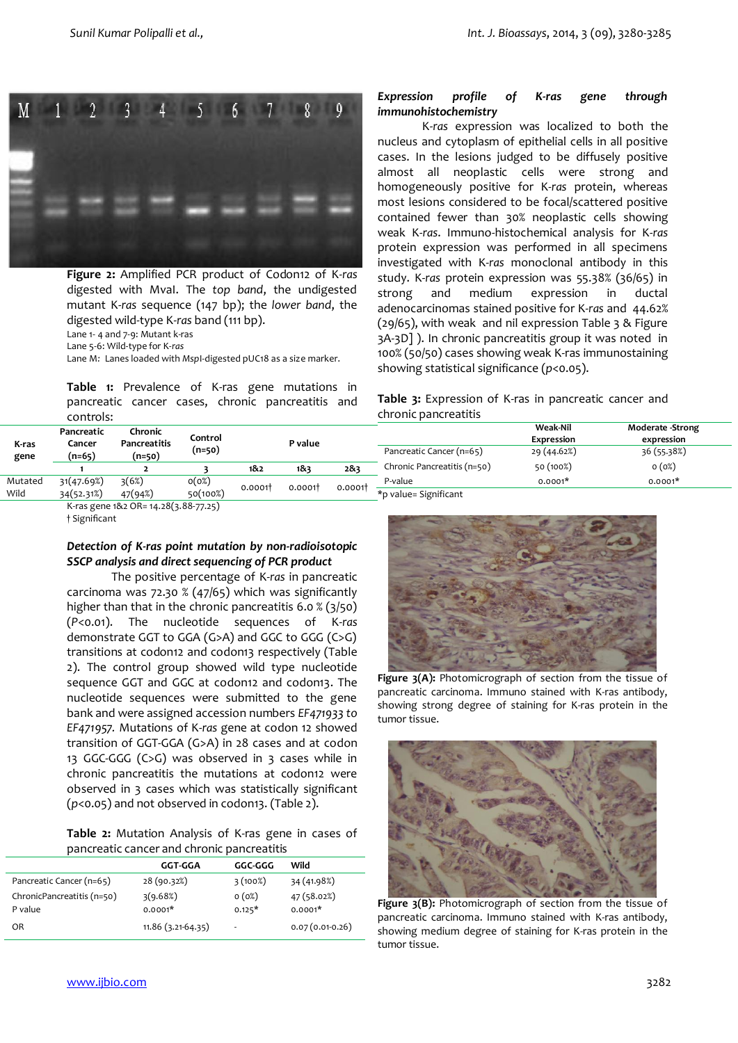Figure 2: Amplified PCR product of Codon12 of K-*ras* digested with MvaI. The *top band*, the undigested mutant K-*ras* sequence (147 bp); the *lower band*, the digested wild-type K-*ras* band (111 bp).
Lane 1- 4 and 7-9: Mutant k-ras
Lane 5-6: Wild-type for K-*ras*
Lane M: Lanes loaded with MspI-digested pUC18 as a size marker.

**Table 1:** Prevalence of K-ras gene mutations in pancreatic cancer cases, chronic pancreatitis and controls:

| K-ras gene | Pancreatic Cancer (n=65) | Chronic Pancreatitis (n=50) | Control (n=50) | P value | | |
|---|---|---|---|---|---|---|
| | 1 | 2 | 3 | 1&2 | 1&3 | 2&3 |
| Mutated | 31(47.69%) | 3(6%) | 0(0%) | 0.0001† | 0.0001† | 0.0001† |
| Wild | 34(52.31%) | 47(94%) | 50(100%) | | | |

K-ras gene 1&2 OR= 14.28(3.88-77.25)
† Significant

***Detection of K-ras point mutation by non-radioisotopic SSCP analysis and direct sequencing of PCR product***

The positive percentage of K-*ras* in pancreatic carcinoma was 72.30 % (47/65) which was significantly higher than that in the chronic pancreatitis 6.0 % (3/50) ($P<0.01$). The nucleotide sequences of K-*ras* demonstrate GGT to GGA (G>A) and GGC to GGG (C>G) transitions at codon12 and codon13 respectively (Table 2). The control group showed wild type nucleotide sequence GGT and GGC at codon12 and codon13. The nucleotide sequences were submitted to the gene bank and were assigned accession numbers *EF471933 to EF471957*. Mutations of K-*ras* gene at codon 12 showed transition of GGT-GGA (G>A) in 28 cases and at codon 13 GGC-GGG (C>G) was observed in 3 cases while in chronic pancreatitis the mutations at codon12 were observed in 3 cases which was statistically significant ($p<0.05$) and not observed in codon13. (Table 2).

**Table 2:** Mutation Analysis of K-ras gene in cases of pancreatic cancer and chronic pancreatitis

| | GGT-GGA | GGC-GGG | Wild |
|---|---|---|---|
| Pancreatic Cancer (n=65) | 28 (90.32%) | 3 (100%) | 34 (41.98%) |
| ChronicPancreatitis (n=50) | 3(9.68%) | 0 (0%) | 47 (58.02%) |
| P value | 0.0001* | 0.125* | 0.0001* |
| OR | 11.86 (3.21-64.35) | - | 0.07 (0.01-0.26) |

***Expression profile of K-ras gene through immunohistochemistry***

K-*ras* expression was localized to both the nucleus and cytoplasm of epithelial cells in all positive cases. In the lesions judged to be diffusely positive almost all neoplastic cells were strong and homogeneously positive for K-*ras* protein, whereas most lesions considered to be focal/scattered positive contained fewer than 30% neoplastic cells showing weak K-*ras*. Immuno-histochemical analysis for K-*ras* protein expression was performed in all specimens investigated with K-*ras* monoclonal antibody in this study. K-*ras* protein expression was 55.38% (36/65) in strong and medium expression in ductal adenocarcinomas stained positive for K-*ras* and 44.62% (29/65), with weak and nil expression Table 3 & Figure 3A-3D] ). In chronic pancreatitis group it was noted in 100% (50/50) cases showing weak K-ras immunostaining showing statistical significance ($p<0.05$).

**Table 3:** Expression of K-ras in pancreatic cancer and chronic pancreatitis

| | Weak-Nil Expression | Moderate -Strong expression |
|---|---|---|
| Pancreatic Cancer (n=65) | 29 (44.62%) | 36 (55.38%) |
| Chronic Pancreatitis (n=50) | 50 (100%) | 0 (0%) |
| P-value | 0.0001* | 0.0001* |

*p value= Significant

**Figure 3(A):** Photomicrograph of section from the tissue of pancreatic carcinoma. Immuno stained with K-ras antibody, showing strong degree of staining for K-ras protein in the tumor tissue.

**Figure 3(B):** Photomicrograph of section from the tissue of pancreatic carcinoma. Immuno stained with K-ras antibody, showing medium degree of staining for K-ras protein in the tumor tissue.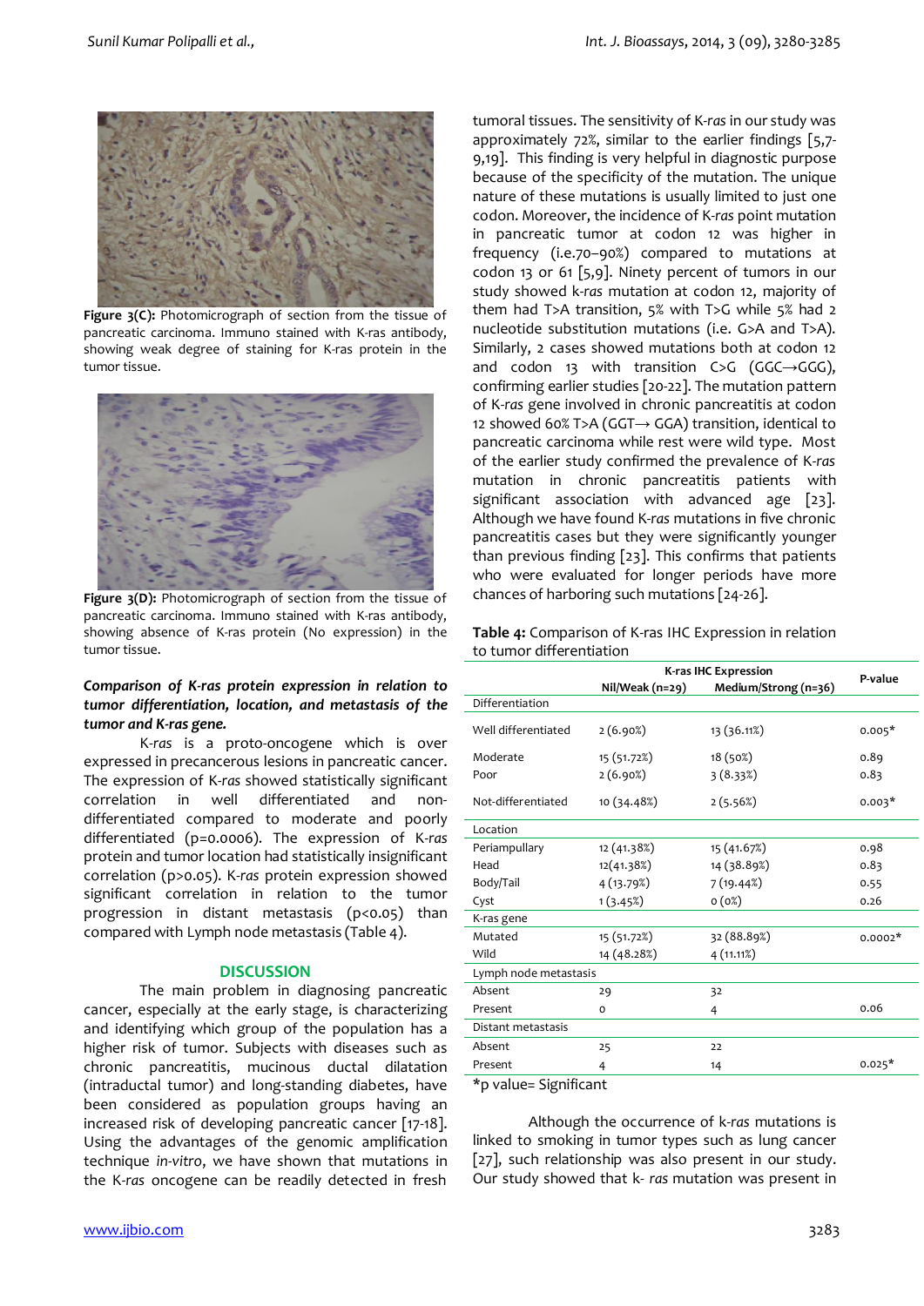Figure 3(C): Photomicrograph of section from the tissue of pancreatic carcinoma. Immuno stained with K-ras antibody, showing weak degree of staining for K-ras protein in the tumor tissue.

Figure 3(D): Photomicrograph of section from the tissue of pancreatic carcinoma. Immuno stained with K-ras antibody, showing absence of K-ras protein (No expression) in the tumor tissue.

***Comparison of K-ras protein expression in relation to tumor differentiation, location, and metastasis of the tumor and K-ras gene.***

K-*ras* is a proto-oncogene which is over expressed in precancerous lesions in pancreatic cancer. The expression of K-*ras* showed statistically significant correlation in well differentiated and non-differentiated compared to moderate and poorly differentiated (p=0.0006). The expression of K-*ras* protein and tumor location had statistically insignificant correlation (p>0.05). K-*ras* protein expression showed significant correlation in relation to the tumor progression in distant metastasis (p<0.05) than compared with Lymph node metastasis (Table 4).

## DISCUSSION

The main problem in diagnosing pancreatic cancer, especially at the early stage, is characterizing and identifying which group of the population has a higher risk of tumor. Subjects with diseases such as chronic pancreatitis, mucinous ductal dilatation (intraductal tumor) and long-standing diabetes, have been considered as population groups having an increased risk of developing pancreatic cancer [17-18]. Using the advantages of the genomic amplification technique *in-vitro*, we have shown that mutations in the K-*ras* oncogene can be readily detected in fresh tumoral tissues. The sensitivity of K-*ras* in our study was approximately 72%, similar to the earlier findings [5,7-9,19]. This finding is very helpful in diagnostic purpose because of the specificity of the mutation. The unique nature of these mutations is usually limited to just one codon. Moreover, the incidence of K-*ras* point mutation in pancreatic tumor at codon 12 was higher in frequency (i.e.70–90%) compared to mutations at codon 13 or 61 [5,9]. Ninety percent of tumors in our study showed k-*ras* mutation at codon 12, majority of them had T>A transition, 5% with T>G while 5% had 2 nucleotide substitution mutations (i.e. G>A and T>A). Similarly, 2 cases showed mutations both at codon 12 and codon 13 with transition C>G (GGC→GGG), confirming earlier studies [20-22]. The mutation pattern of K-*ras* gene involved in chronic pancreatitis at codon 12 showed 60% T>A (GGT→ GGA) transition, identical to pancreatic carcinoma while rest were wild type. Most of the earlier study confirmed the prevalence of K-*ras* mutation in chronic pancreatitis patients with significant association with advanced age [23]. Although we have found K-*ras* mutations in five chronic pancreatitis cases but they were significantly younger than previous finding [23]. This confirms that patients who were evaluated for longer periods have more chances of harboring such mutations [24-26].

**Table 4:** Comparison of K-ras IHC Expression in relation to tumor differentiation

| | K-ras IHC Expression | | P-value |
|---|---|---|---|
| | Nil/Weak (n=29) | Medium/Strong (n=36) | |
| Differentiation | | | |
| Well differentiated | 2 (6.90%) | 13 (36.11%) | 0.005* |
| Moderate | 15 (51.72%) | 18 (50%) | 0.89 |
| Poor | 2 (6.90%) | 3 (8.33%) | 0.83 |
| Not-differentiated | 10 (34.48%) | 2 (5.56%) | 0.003* |
| Location | | | |
| Periampullary | 12 (41.38%) | 15 (41.67%) | 0.98 |
| Head | 12(41.38%) | 14 (38.89%) | 0.83 |
| Body/Tail | 4 (13.79%) | 7 (19.44%) | 0.55 |
| Cyst | 1 (3.45%) | 0 (0%) | 0.26 |
| K-ras gene | | | |
| Mutated | 15 (51.72%) | 32 (88.89%) | 0.0002* |
| Wild | 14 (48.28%) | 4 (11.11%) | |
| Lymph node metastasis | | | |
| Absent | 29 | 32 | |
| Present | 0 | 4 | 0.06 |
| Distant metastasis | | | |
| Absent | 25 | 22 | |
| Present | 4 | 14 | 0.025* |

*p value= Significant

Although the occurrence of k-*ras* mutations is linked to smoking in tumor types such as lung cancer [27], such relationship was also present in our study. Our study showed that k- *ras* mutation was present in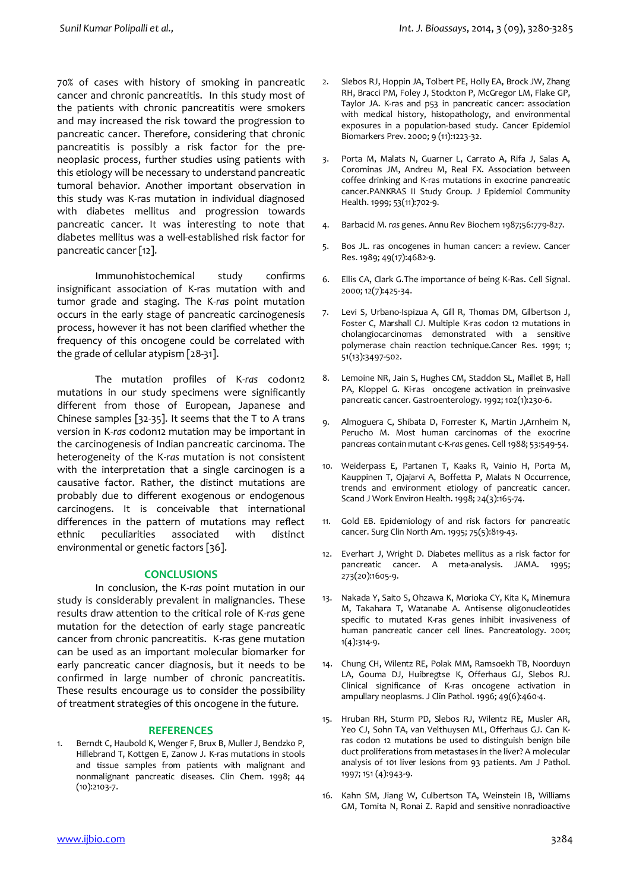70% of cases with history of smoking in pancreatic cancer and chronic pancreatitis. In this study most of the patients with chronic pancreatitis were smokers and may increased the risk toward the progression to pancreatic cancer. Therefore, considering that chronic pancreatitis is possibly a risk factor for the pre-neoplasic process, further studies using patients with this etiology will be necessary to understand pancreatic tumoral behavior. Another important observation in this study was K-ras mutation in individual diagnosed with diabetes mellitus and progression towards pancreatic cancer. It was interesting to note that diabetes mellitus was a well-established risk factor for pancreatic cancer [12].

Immunohistochemical study confirms insignificant association of K-ras mutation with and tumor grade and staging. The K-*ras* point mutation occurs in the early stage of pancreatic carcinogenesis process, however it has not been clarified whether the frequency of this oncogene could be correlated with the grade of cellular atypism [28-31].

The mutation profiles of K-*ras* codon12 mutations in our study specimens were significantly different from those of European, Japanese and Chinese samples [32-35]. It seems that the T to A trans version in K-*ras* codon12 mutation may be important in the carcinogenesis of Indian pancreatic carcinoma. The heterogeneity of the K-*ras* mutation is not consistent with the interpretation that a single carcinogen is a causative factor. Rather, the distinct mutations are probably due to different exogenous or endogenous carcinogens. It is conceivable that international differences in the pattern of mutations may reflect ethnic peculiarities associated with distinct environmental or genetic factors [36].

## CONCLUSIONS

In conclusion, the K-*ras* point mutation in our study is considerably prevalent in malignancies. These results draw attention to the critical role of K-*ras* gene mutation for the detection of early stage pancreatic cancer from chronic pancreatitis. K-ras gene mutation can be used as an important molecular biomarker for early pancreatic cancer diagnosis, but it needs to be confirmed in large number of chronic pancreatitis. These results encourage us to consider the possibility of treatment strategies of this oncogene in the future.

## REFERENCES

1. Berndt C, Haubold K, Wenger F, Brux B, Muller J, Bendzko P, Hillebrand T, Kottgen E, Zanow J. K-ras mutations in stools and tissue samples from patients with malignant and nonmalignant pancreatic diseases. Clin Chem. 1998; 44 (10):2103-7.
2. Slebos RJ, Hoppin JA, Tolbert PE, Holly EA, Brock JW, Zhang RH, Bracci PM, Foley J, Stockton P, McGregor LM, Flake GP, Taylor JA. K-ras and p53 in pancreatic cancer: association with medical history, histopathology, and environmental exposures in a population-based study. Cancer Epidemiol Biomarkers Prev. 2000; 9 (11):1223-32.
3. Porta M, Malats N, Guarner L, Carrato A, Rifa J, Salas A, Corominas JM, Andreu M, Real FX. Association between coffee drinking and K-ras mutations in exocrine pancreatic cancer.PANKRAS II Study Group. J Epidemiol Community Health. 1999; 53(11):702-9.
4. Barbacid M. *ras* genes. Annu Rev Biochem 1987;56:779-827.
5. Bos JL. ras oncogenes in human cancer: a review. Cancer Res. 1989; 49(17):4682-9.
6. Ellis CA, Clark G.The importance of being K-Ras. Cell Signal. 2000; 12(7):425-34.
7. Levi S, Urbano-Ispizua A, Gill R, Thomas DM, Gilbertson J, Foster C, Marshall CJ. Multiple K-ras codon 12 mutations in cholangiocarcinomas demonstrated with a sensitive polymerase chain reaction technique.Cancer Res. 1991; 1; 51(13):3497-502.
8. Lemoine NR, Jain S, Hughes CM, Staddon SL, Maillet B, Hall PA, Kloppel G. Ki-ras oncogene activation in preinvasive pancreatic cancer. Gastroenterology. 1992; 102(1):230-6.
9. Almoguera C, Shibata D, Forrester K, Martin J,Arnheim N, Perucho M. Most human carcinomas of the exocrine pancreas contain mutant c-K-*ras* genes. Cell 1988; 53:549-54.
10. Weiderpass E, Partanen T, Kaaks R, Vainio H, Porta M, Kauppinen T, Ojajarvi A, Boffetta P, Malats N Occurrence, trends and environment etiology of pancreatic cancer. Scand J Work Environ Health. 1998; 24(3):165-74.
11. Gold EB. Epidemiology of and risk factors for pancreatic cancer. Surg Clin North Am. 1995; 75(5):819-43.
12. Everhart J, Wright D. Diabetes mellitus as a risk factor for pancreatic cancer. A meta-analysis. JAMA. 1995; 273(20):1605-9.
13. Nakada Y, Saito S, Ohzawa K, Morioka CY, Kita K, Minemura M, Takahara T, Watanabe A. Antisense oligonucleotides specific to mutated K-ras genes inhibit invasiveness of human pancreatic cancer cell lines. Pancreatology. 2001; 1(4):314-9.
14. Chung CH, Wilentz RE, Polak MM, Ramsoekh TB, Noorduyn LA, Gouma DJ, Huibregtse K, Offerhaus GJ, Slebos RJ. Clinical significance of K-ras oncogene activation in ampullary neoplasms. J Clin Pathol. 1996; 49(6):460-4.
15. Hruban RH, Sturm PD, Slebos RJ, Wilentz RE, Musler AR, Yeo CJ, Sohn TA, van Velthuysen ML, Offerhaus GJ. Can K-ras codon 12 mutations be used to distinguish benign bile duct proliferations from metastases in the liver? A molecular analysis of 101 liver lesions from 93 patients. Am J Pathol. 1997; 151 (4):943-9.
16. Kahn SM, Jiang W, Culbertson TA, Weinstein IB, Williams GM, Tomita N, Ronai Z. Rapid and sensitive nonradioactive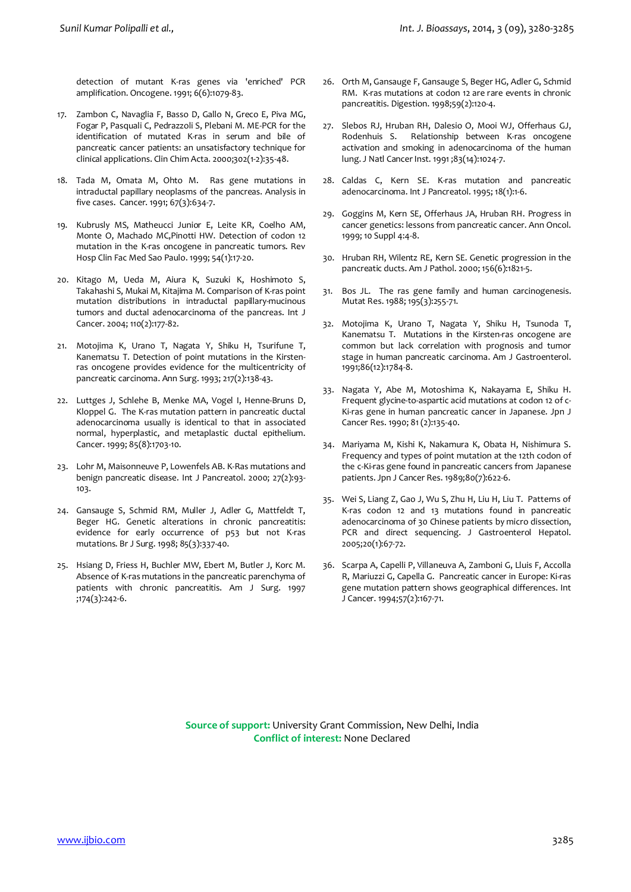detection of mutant K-ras genes via 'enriched' PCR amplification. Oncogene. 1991; 6(6):1079-83.

17. Zambon C, Navaglia F, Basso D, Gallo N, Greco E, Piva MG, Fogar P, Pasquali C, Pedrazzoli S, Plebani M. ME-PCR for the identification of mutated K-ras in serum and bile of pancreatic cancer patients: an unsatisfactory technique for clinical applications. Clin Chim Acta. 2000;302(1-2):35-48.

18. Tada M, Omata M, Ohto M. Ras gene mutations in intraductal papillary neoplasms of the pancreas. Analysis in five cases. Cancer. 1991; 67(3):634-7.

19. Kubrusly MS, Matheucci Junior E, Leite KR, Coelho AM, Monte O, Machado MC,Pinotti HW. Detection of codon 12 mutation in the K-ras oncogene in pancreatic tumors. Rev Hosp Clin Fac Med Sao Paulo. 1999; 54(1):17-20.

20. Kitago M, Ueda M, Aiura K, Suzuki K, Hoshimoto S, Takahashi S, Mukai M, Kitajima M. Comparison of K-ras point mutation distributions in intraductal papillary-mucinous tumors and ductal adenocarcinoma of the pancreas. Int J Cancer. 2004; 110(2):177-82.

21. Motojima K, Urano T, Nagata Y, Shiku H, Tsurifune T, Kanematsu T. Detection of point mutations in the Kirsten-ras oncogene provides evidence for the multicentricity of pancreatic carcinoma. Ann Surg. 1993; 217(2):138-43.

22. Luttges J, Schlehe B, Menke MA, Vogel I, Henne-Bruns D, Kloppel G. The K-ras mutation pattern in pancreatic ductal adenocarcinoma usually is identical to that in associated normal, hyperplastic, and metaplastic ductal epithelium. Cancer. 1999; 85(8):1703-10.

23. Lohr M, Maisonneuve P, Lowenfels AB. K-Ras mutations and benign pancreatic disease. Int J Pancreatol. 2000; 27(2):93-103.

24. Gansauge S, Schmid RM, Muller J, Adler G, Mattfeldt T, Beger HG. Genetic alterations in chronic pancreatitis: evidence for early occurrence of p53 but not K-ras mutations. Br J Surg. 1998; 85(3):337-40.

25. Hsiang D, Friess H, Buchler MW, Ebert M, Butler J, Korc M. Absence of K-ras mutations in the pancreatic parenchyma of patients with chronic pancreatitis. Am J Surg. 1997 ;174(3):242-6.

26. Orth M, Gansauge F, Gansauge S, Beger HG, Adler G, Schmid RM. K-ras mutations at codon 12 are rare events in chronic pancreatitis. Digestion. 1998;59(2):120-4.

27. Slebos RJ, Hruban RH, Dalesio O, Mooi WJ, Offerhaus GJ, Rodenhuis S. Relationship between K-ras oncogene activation and smoking in adenocarcinoma of the human lung. J Natl Cancer Inst. 1991 ;83(14):1024-7.

28. Caldas C, Kern SE. K-ras mutation and pancreatic adenocarcinoma. Int J Pancreatol. 1995; 18(1):1-6.

29. Goggins M, Kern SE, Offerhaus JA, Hruban RH. Progress in cancer genetics: lessons from pancreatic cancer. Ann Oncol. 1999; 10 Suppl 4:4-8.

30. Hruban RH, Wilentz RE, Kern SE. Genetic progression in the pancreatic ducts. Am J Pathol. 2000; 156(6):1821-5.

31. Bos JL. The ras gene family and human carcinogenesis. Mutat Res. 1988; 195(3):255-71.

32. Motojima K, Urano T, Nagata Y, Shiku H, Tsunoda T, Kanematsu T. Mutations in the Kirsten-ras oncogene are common but lack correlation with prognosis and tumor stage in human pancreatic carcinoma. Am J Gastroenterol. 1991;86(12):1784-8.

33. Nagata Y, Abe M, Motoshima K, Nakayama E, Shiku H. Frequent glycine-to-aspartic acid mutations at codon 12 of c-Ki-ras gene in human pancreatic cancer in Japanese. Jpn J Cancer Res. 1990; 81 (2):135-40.

34. Mariyama M, Kishi K, Nakamura K, Obata H, Nishimura S. Frequency and types of point mutation at the 12th codon of the c-Ki-ras gene found in pancreatic cancers from Japanese patients. Jpn J Cancer Res. 1989;80(7):622-6.

35. Wei S, Liang Z, Gao J, Wu S, Zhu H, Liu H, Liu T. Patterns of K-ras codon 12 and 13 mutations found in pancreatic adenocarcinoma of 30 Chinese patients by micro dissection, PCR and direct sequencing. J Gastroenterol Hepatol. 2005;20(1):67-72.

36. Scarpa A, Capelli P, Villaneuva A, Zamboni G, Lluis F, Accolla R, Mariuzzi G, Capella G. Pancreatic cancer in Europe: Ki-ras gene mutation pattern shows geographical differences. Int J Cancer. 1994;57(2):167-71.

**Source of support:** University Grant Commission, New Delhi, India
**Conflict of interest:** None Declared